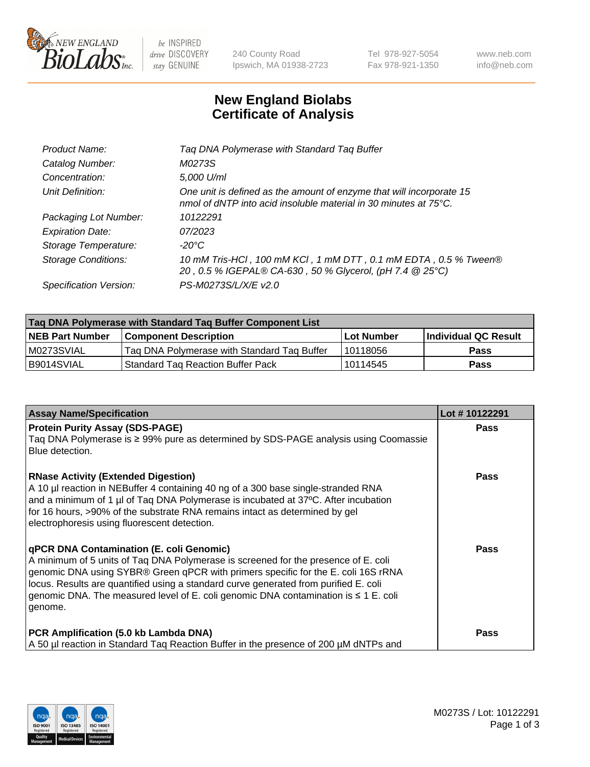New England BioLabs Inc. — be INSPIRED drive DISCOVERY stay GENUINE

240 County Road
Ipswich, MA 01938-2723

Tel 978-927-5054
Fax 978-921-1350

www.neb.com
info@neb.com

# New England Biolabs Certificate of Analysis

| | |
|---|---|
| *Product Name:* | *Taq DNA Polymerase with Standard Taq Buffer* |
| *Catalog Number:* | *M0273S* |
| *Concentration:* | *5,000 U/ml* |
| *Unit Definition:* | *One unit is defined as the amount of enzyme that will incorporate 15 nmol of dNTP into acid insoluble material in 30 minutes at 75°C.* |
| *Packaging Lot Number:* | *10122291* |
| *Expiration Date:* | *07/2023* |
| *Storage Temperature:* | *-20°C* |
| *Storage Conditions:* | *10 mM Tris-HCl , 100 mM KCl , 1 mM DTT , 0.1 mM EDTA , 0.5 % Tween® 20 , 0.5 % IGEPAL® CA-630 , 50 % Glycerol, (pH 7.4 @ 25°C)* |
| *Specification Version:* | *PS-M0273S/L/X/E v2.0* |

| Taq DNA Polymerase with Standard Taq Buffer Component List | | | |
|---|---|---|---|
| **NEB Part Number** | **Component Description** | **Lot Number** | **Individual QC Result** |
| M0273SVIAL | Taq DNA Polymerase with Standard Taq Buffer | 10118056 | **Pass** |
| B9014SVIAL | Standard Taq Reaction Buffer Pack | 10114545 | **Pass** |

| Assay Name/Specification | Lot # 10122291 |
|---|---|
| **Protein Purity Assay (SDS-PAGE)**<br>Taq DNA Polymerase is ≥ 99% pure as determined by SDS-PAGE analysis using Coomassie Blue detection. | **Pass** |
| **RNase Activity (Extended Digestion)**<br>A 10 µl reaction in NEBuffer 4 containing 40 ng of a 300 base single-stranded RNA and a minimum of 1 µl of Taq DNA Polymerase is incubated at 37ºC. After incubation for 16 hours, >90% of the substrate RNA remains intact as determined by gel electrophoresis using fluorescent detection. | **Pass** |
| **qPCR DNA Contamination (E. coli Genomic)**<br>A minimum of 5 units of Taq DNA Polymerase is screened for the presence of E. coli genomic DNA using SYBR® Green qPCR with primers specific for the E. coli 16S rRNA locus. Results are quantified using a standard curve generated from purified E. coli genomic DNA. The measured level of E. coli genomic DNA contamination is ≤ 1 E. coli genome. | **Pass** |
| **PCR Amplification (5.0 kb Lambda DNA)**<br>A 50 µl reaction in Standard Taq Reaction Buffer in the presence of 200 µM dNTPs and | **Pass** |

M0273S / Lot: 10122291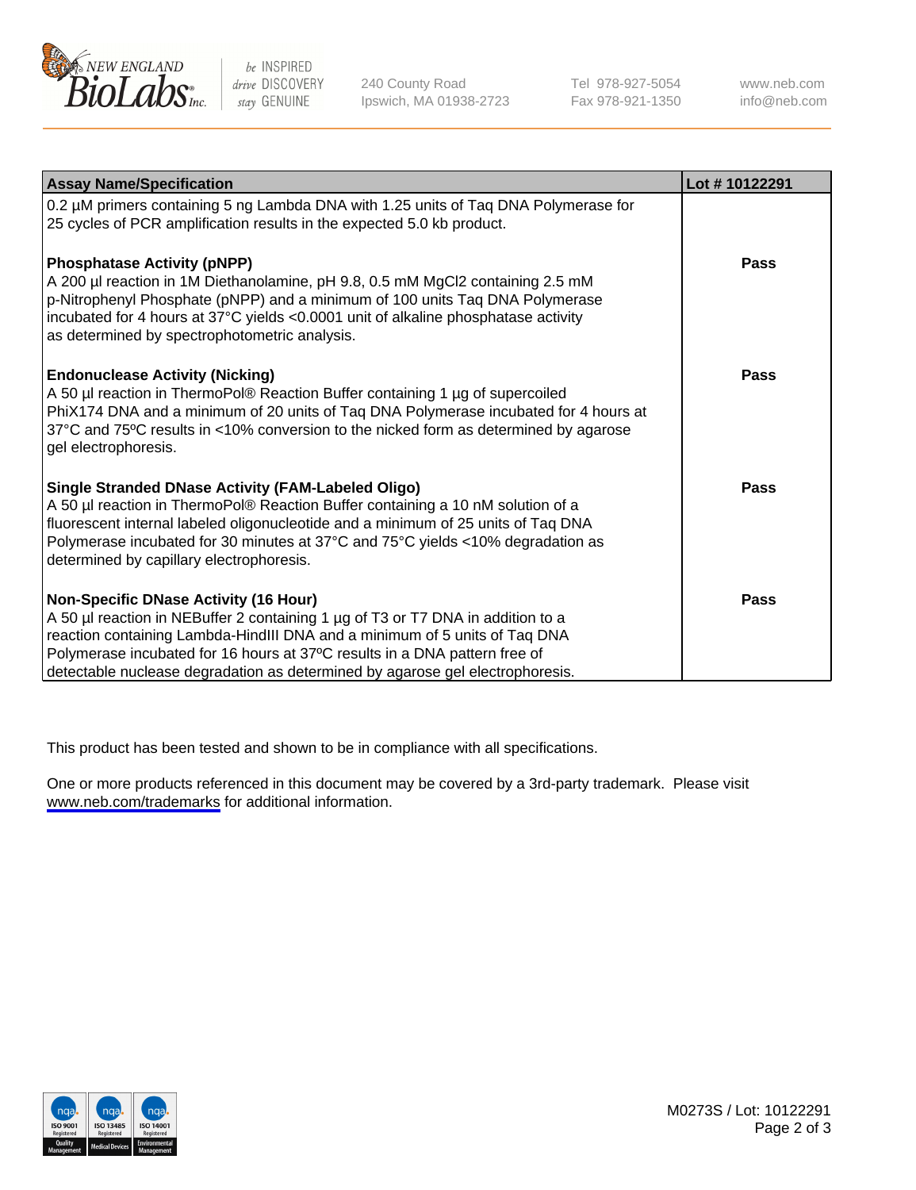| Assay Name/Specification | Lot # 10122291 |
| --- | --- |
| 0.2 µM primers containing 5 ng Lambda DNA with 1.25 units of Taq DNA Polymerase for 25 cycles of PCR amplification results in the expected 5.0 kb product. | |
| **Phosphatase Activity (pNPP)**<br>A 200 µl reaction in 1M Diethanolamine, pH 9.8, 0.5 mM $MgCl_2$ containing 2.5 mM p-Nitrophenyl Phosphate (pNPP) and a minimum of 100 units Taq DNA Polymerase incubated for 4 hours at 37°C yields <0.0001 unit of alkaline phosphatase activity as determined by spectrophotometric analysis. | **Pass** |
| **Endonuclease Activity (Nicking)**<br>A 50 µl reaction in ThermoPol® Reaction Buffer containing 1 µg of supercoiled PhiX174 DNA and a minimum of 20 units of Taq DNA Polymerase incubated for 4 hours at 37°C and 75ºC results in <10% conversion to the nicked form as determined by agarose gel electrophoresis. | **Pass** |
| **Single Stranded DNase Activity (FAM-Labeled Oligo)**<br>A 50 µl reaction in ThermoPol® Reaction Buffer containing a 10 nM solution of a fluorescent internal labeled oligonucleotide and a minimum of 25 units of Taq DNA Polymerase incubated for 30 minutes at 37°C and 75°C yields <10% degradation as determined by capillary electrophoresis. | **Pass** |
| **Non-Specific DNase Activity (16 Hour)**<br>A 50 µl reaction in NEBuffer 2 containing 1 µg of T3 or T7 DNA in addition to a reaction containing Lambda-HindIII DNA and a minimum of 5 units of Taq DNA Polymerase incubated for 16 hours at 37ºC results in a DNA pattern free of detectable nuclease degradation as determined by agarose gel electrophoresis. | **Pass** |

This product has been tested and shown to be in compliance with all specifications.

One or more products referenced in this document may be covered by a 3rd-party trademark. Please visit www.neb.com/trademarks for additional information.

M0273S / Lot: 10122291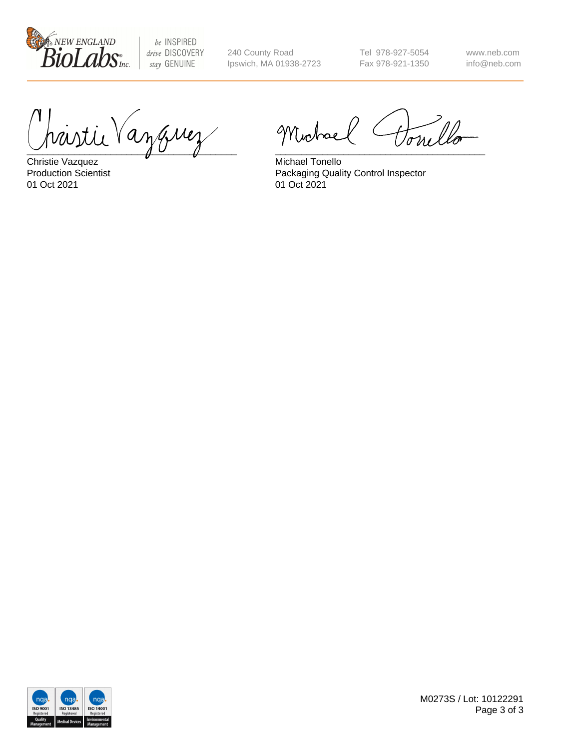Christie Vazquez
Production Scientist
01 Oct 2021

Michael Tonello
Packaging Quality Control Inspector
01 Oct 2021

M0273S / Lot: 10122291